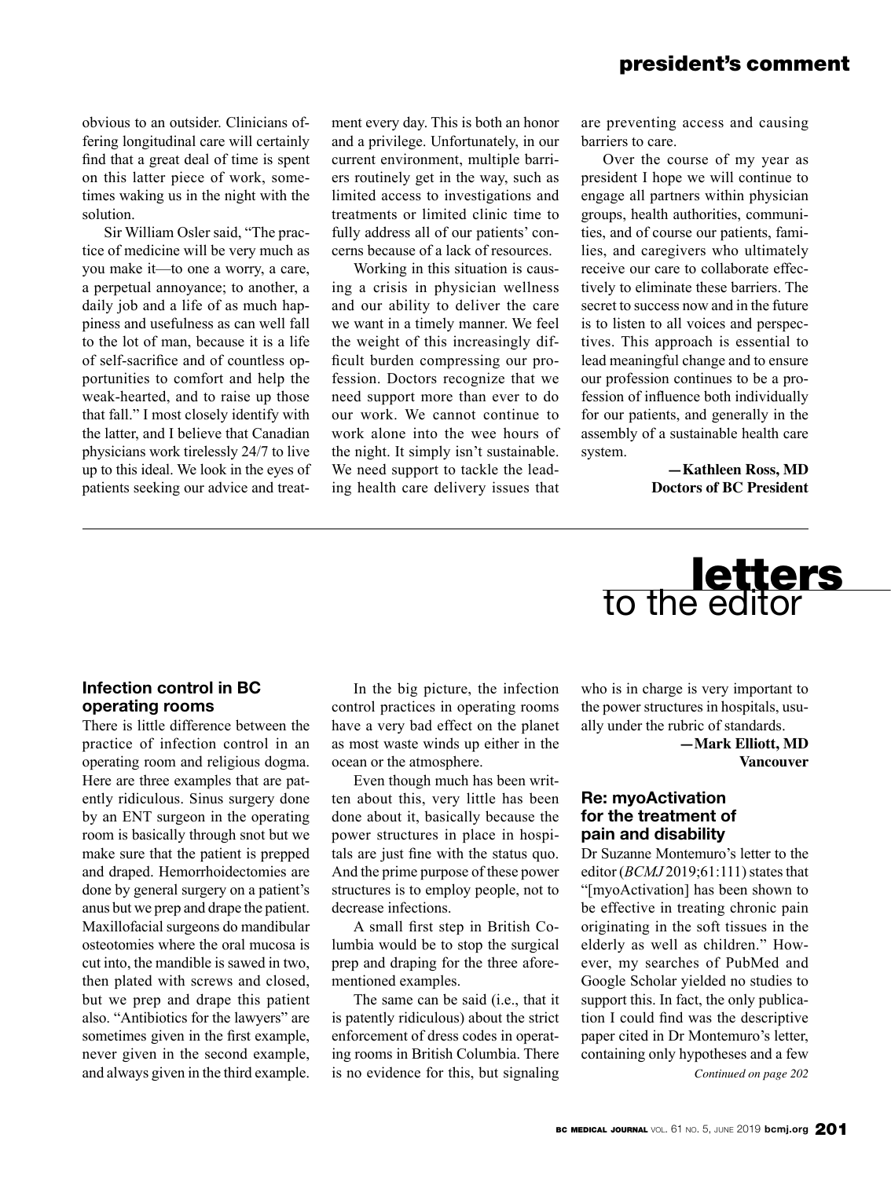obvious to an outsider. Clinicians offering longitudinal care will certainly find that a great deal of time is spent on this latter piece of work, sometimes waking us in the night with the solution.

Sir William Osler said, "The practice of medicine will be very much as you make it—to one a worry, a care, a perpetual annoyance; to another, a daily job and a life of as much happiness and usefulness as can well fall to the lot of man, because it is a life of self-sacrifice and of countless opportunities to comfort and help the weak-hearted, and to raise up those that fall." I most closely identify with the latter, and I believe that Canadian physicians work tirelessly 24/7 to live up to this ideal. We look in the eyes of patients seeking our advice and treatment every day. This is both an honor and a privilege. Unfortunately, in our current environment, multiple barriers routinely get in the way, such as limited access to investigations and treatments or limited clinic time to fully address all of our patients' concerns because of a lack of resources.

Working in this situation is causing a crisis in physician wellness and our ability to deliver the care we want in a timely manner. We feel the weight of this increasingly difficult burden compressing our profession. Doctors recognize that we need support more than ever to do our work. We cannot continue to work alone into the wee hours of the night. It simply isn't sustainable. We need support to tackle the leading health care delivery issues that are preventing access and causing barriers to care.

Over the course of my year as president I hope we will continue to engage all partners within physician groups, health authorities, communities, and of course our patients, families, and caregivers who ultimately receive our care to collaborate effectively to eliminate these barriers. The secret to success now and in the future is to listen to all voices and perspectives. This approach is essential to lead meaningful change and to ensure our profession continues to be a profession of influence both individually for our patients, and generally in the assembly of a sustainable health care system.

**—Kathleen Ross, MD**
**Doctors of BC President**

---

# letters to the editor

### Infection control in BC operating rooms

There is little difference between the practice of infection control in an operating room and religious dogma. Here are three examples that are patently ridiculous. Sinus surgery done by an ENT surgeon in the operating room is basically through snot but we make sure that the patient is prepped and draped. Hemorrhoidectomies are done by general surgery on a patient's anus but we prep and drape the patient. Maxillofacial surgeons do mandibular osteotomies where the oral mucosa is cut into, the mandible is sawed in two, then plated with screws and closed, but we prep and drape this patient also. "Antibiotics for the lawyers" are sometimes given in the first example, never given in the second example, and always given in the third example.

In the big picture, the infection control practices in operating rooms have a very bad effect on the planet as most waste winds up either in the ocean or the atmosphere.

Even though much has been written about this, very little has been done about it, basically because the power structures in place in hospitals are just fine with the status quo. And the prime purpose of these power structures is to employ people, not to decrease infections.

A small first step in British Columbia would be to stop the surgical prep and draping for the three aforementioned examples.

The same can be said (i.e., that it is patently ridiculous) about the strict enforcement of dress codes in operating rooms in British Columbia. There is no evidence for this, but signaling who is in charge is very important to the power structures in hospitals, usually under the rubric of standards.

**—Mark Elliott, MD**
**Vancouver**

### Re: myoActivation for the treatment of pain and disability

Dr Suzanne Montemuro's letter to the editor (*BCMJ* 2019;61:111) states that "[myoActivation] has been shown to be effective in treating chronic pain originating in the soft tissues in the elderly as well as children." However, my searches of PubMed and Google Scholar yielded no studies to support this. In fact, the only publication I could find was the descriptive paper cited in Dr Montemuro's letter, containing only hypotheses and a few

*Continued on page 202*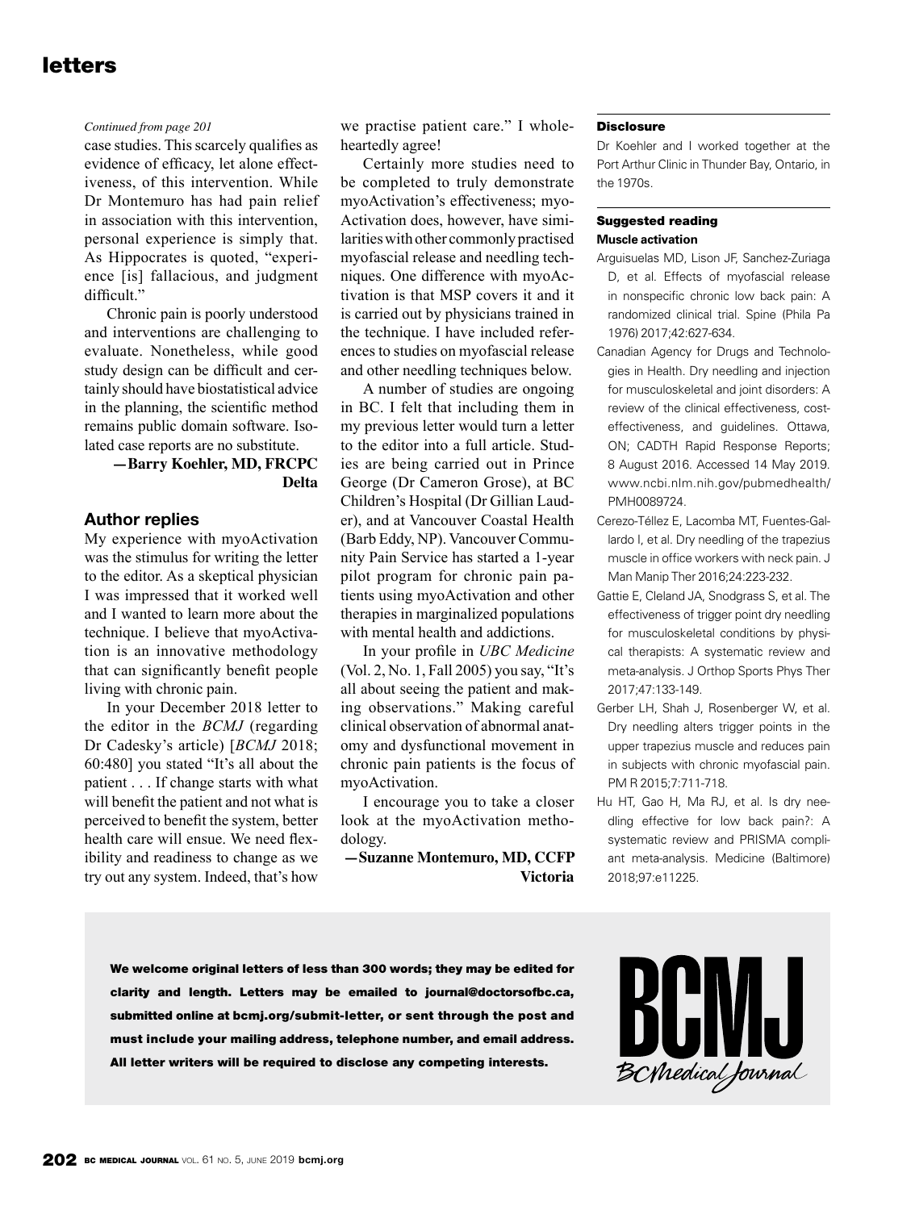*Continued from page 201*

case studies. This scarcely qualifies as evidence of efficacy, let alone effectiveness, of this intervention. While Dr Montemuro has had pain relief in association with this intervention, personal experience is simply that. As Hippocrates is quoted, "experience [is] fallacious, and judgment difficult."

Chronic pain is poorly understood and interventions are challenging to evaluate. Nonetheless, while good study design can be difficult and certainly should have biostatistical advice in the planning, the scientific method remains public domain software. Isolated case reports are no substitute.

**—Barry Koehler, MD, FRCPC**
**Delta**

## Author replies

My experience with myoActivation was the stimulus for writing the letter to the editor. As a skeptical physician I was impressed that it worked well and I wanted to learn more about the technique. I believe that myoActivation is an innovative methodology that can significantly benefit people living with chronic pain.

In your December 2018 letter to the editor in the *BCMJ* (regarding Dr Cadesky's article) [*BCMJ* 2018; 60:480] you stated "It's all about the patient . . . If change starts with what will benefit the patient and not what is perceived to benefit the system, better health care will ensue. We need flexibility and readiness to change as we try out any system. Indeed, that's how we practise patient care." I wholeheartedly agree!

Certainly more studies need to be completed to truly demonstrate myoActivation's effectiveness; myoActivation does, however, have similarities with other commonly practised myofascial release and needling techniques. One difference with myoActivation is that MSP covers it and it is carried out by physicians trained in the technique. I have included references to studies on myofascial release and other needling techniques below.

A number of studies are ongoing in BC. I felt that including them in my previous letter would turn a letter to the editor into a full article. Studies are being carried out in Prince George (Dr Cameron Grose), at BC Children's Hospital (Dr Gillian Lauder), and at Vancouver Coastal Health (Barb Eddy, NP). Vancouver Community Pain Service has started a 1-year pilot program for chronic pain patients using myoActivation and other therapies in marginalized populations with mental health and addictions.

In your profile in *UBC Medicine* (Vol. 2, No. 1, Fall 2005) you say, "It's all about seeing the patient and making observations." Making careful clinical observation of abnormal anatomy and dysfunctional movement in chronic pain patients is the focus of myoActivation.

I encourage you to take a closer look at the myoActivation methodology.

**—Suzanne Montemuro, MD, CCFP**
**Victoria**

### Disclosure

Dr Koehler and I worked together at the Port Arthur Clinic in Thunder Bay, Ontario, in the 1970s.

### Suggested reading

**Muscle activation**

Arguisuelas MD, Lison JF, Sanchez-Zuriaga D, et al. Effects of myofascial release in nonspecific chronic low back pain: A randomized clinical trial. Spine (Phila Pa 1976) 2017;42:627-634.

Canadian Agency for Drugs and Technologies in Health. Dry needling and injection for musculoskeletal and joint disorders: A review of the clinical effectiveness, cost-effectiveness, and guidelines. Ottawa, ON; CADTH Rapid Response Reports; 8 August 2016. Accessed 14 May 2019. www.ncbi.nlm.nih.gov/pubmedhealth/PMH0089724.

Cerezo-Téllez E, Lacomba MT, Fuentes-Gallardo I, et al. Dry needling of the trapezius muscle in office workers with neck pain. J Man Manip Ther 2016;24:223-232.

Gattie E, Cleland JA, Snodgrass S, et al. The effectiveness of trigger point dry needling for musculoskeletal conditions by physical therapists: A systematic review and meta-analysis. J Orthop Sports Phys Ther 2017;47:133-149.

Gerber LH, Shah J, Rosenberger W, et al. Dry needling alters trigger points in the upper trapezius muscle and reduces pain in subjects with chronic myofascial pain. PM R 2015;7:711-718.

Hu HT, Gao H, Ma RJ, et al. Is dry needling effective for low back pain?: A systematic review and PRISMA compliant meta-analysis. Medicine (Baltimore) 2018;97:e11225.

**We welcome original letters of less than 300 words; they may be edited for clarity and length. Letters may be emailed to journal@doctorsofbc.ca, submitted online at bcmj.org/submit-letter, or sent through the post and must include your mailing address, telephone number, and email address. All letter writers will be required to disclose any competing interests.**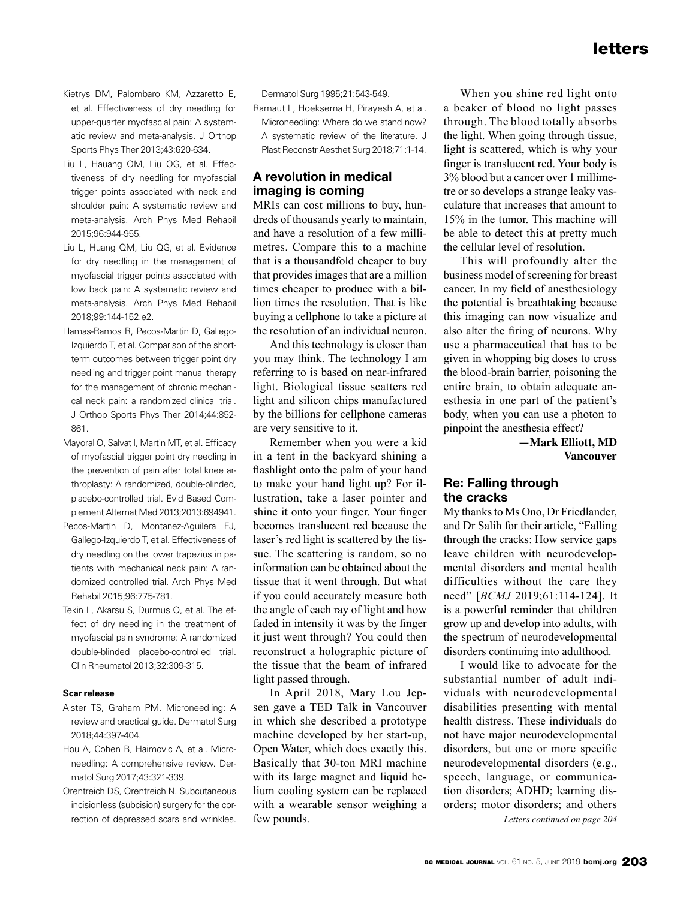Kietrys DM, Palombaro KM, Azzaretto E, et al. Effectiveness of dry needling for upper-quarter myofascial pain: A systematic review and meta-analysis. J Orthop Sports Phys Ther 2013;43:620-634.

Liu L, Hauang QM, Liu QG, et al. Effectiveness of dry needling for myofascial trigger points associated with neck and shoulder pain: A systematic review and meta-analysis. Arch Phys Med Rehabil 2015;96:944-955.

Liu L, Huang QM, Liu QG, et al. Evidence for dry needling in the management of myofascial trigger points associated with low back pain: A systematic review and meta-analysis. Arch Phys Med Rehabil 2018;99:144-152.e2.

Llamas-Ramos R, Pecos-Martin D, Gallego-Izquierdo T, et al. Comparison of the short-term outcomes between trigger point dry needling and trigger point manual therapy for the management of chronic mechanical neck pain: a randomized clinical trial. J Orthop Sports Phys Ther 2014;44:852-861.

Mayoral O, Salvat I, Martin MT, et al. Efficacy of myofascial trigger point dry needling in the prevention of pain after total knee arthroplasty: A randomized, double-blinded, placebo-controlled trial. Evid Based Complement Alternat Med 2013;2013:694941.

Pecos-Martín D, Montanez-Aguilera FJ, Gallego-Izquierdo T, et al. Effectiveness of dry needling on the lower trapezius in patients with mechanical neck pain: A randomized controlled trial. Arch Phys Med Rehabil 2015;96:775-781.

Tekin L, Akarsu S, Durmus O, et al. The effect of dry needling in the treatment of myofascial pain syndrome: A randomized double-blinded placebo-controlled trial. Clin Rheumatol 2013;32:309-315.

#### Scar release

Alster TS, Graham PM. Microneedling: A review and practical guide. Dermatol Surg 2018;44:397-404.

Hou A, Cohen B, Haimovic A, et al. Microneedling: A comprehensive review. Dermatol Surg 2017;43:321-339.

Orentreich DS, Orentreich N. Subcutaneous incisionless (subcision) surgery for the correction of depressed scars and wrinkles. Dermatol Surg 1995;21:543-549.

Ramaut L, Hoeksema H, Pirayesh A, et al. Microneedling: Where do we stand now? A systematic review of the literature. J Plast Reconstr Aesthet Surg 2018;71:1-14.

## A revolution in medical imaging is coming

MRIs can cost millions to buy, hundreds of thousands yearly to maintain, and have a resolution of a few millimetres. Compare this to a machine that is a thousandfold cheaper to buy that provides images that are a million times cheaper to produce with a billion times the resolution. That is like buying a cellphone to take a picture at the resolution of an individual neuron.

And this technology is closer than you may think. The technology I am referring to is based on near-infrared light. Biological tissue scatters red light and silicon chips manufactured by the billions for cellphone cameras are very sensitive to it.

Remember when you were a kid in a tent in the backyard shining a flashlight onto the palm of your hand to make your hand light up? For illustration, take a laser pointer and shine it onto your finger. Your finger becomes translucent red because the laser's red light is scattered by the tissue. The scattering is random, so no information can be obtained about the tissue that it went through. But what if you could accurately measure both the angle of each ray of light and how faded in intensity it was by the finger it just went through? You could then reconstruct a holographic picture of the tissue that the beam of infrared light passed through.

In April 2018, Mary Lou Jepsen gave a TED Talk in Vancouver in which she described a prototype machine developed by her start-up, Open Water, which does exactly this. Basically that 30-ton MRI machine with its large magnet and liquid helium cooling system can be replaced with a wearable sensor weighing a few pounds.

When you shine red light onto a beaker of blood no light passes through. The blood totally absorbs the light. When going through tissue, light is scattered, which is why your finger is translucent red. Your body is 3% blood but a cancer over 1 millimetre or so develops a strange leaky vasculature that increases that amount to 15% in the tumor. This machine will be able to detect this at pretty much the cellular level of resolution.

This will profoundly alter the business model of screening for breast cancer. In my field of anesthesiology the potential is breathtaking because this imaging can now visualize and also alter the firing of neurons. Why use a pharmaceutical that has to be given in whopping big doses to cross the blood-brain barrier, poisoning the entire brain, to obtain adequate anesthesia in one part of the patient's body, when you can use a photon to pinpoint the anesthesia effect?

**—Mark Elliott, MD**
**Vancouver**

## Re: Falling through the cracks

My thanks to Ms Ono, Dr Friedlander, and Dr Salih for their article, "Falling through the cracks: How service gaps leave children with neurodevelopmental disorders and mental health difficulties without the care they need" [*BCMJ* 2019;61:114-124]. It is a powerful reminder that children grow up and develop into adults, with the spectrum of neurodevelopmental disorders continuing into adulthood.

I would like to advocate for the substantial number of adult individuals with neurodevelopmental disabilities presenting with mental health distress. These individuals do not have major neurodevelopmental disorders, but one or more specific neurodevelopmental disorders (e.g., speech, language, or communication disorders; ADHD; learning disorders; motor disorders; and others

*Letters continued on page 204*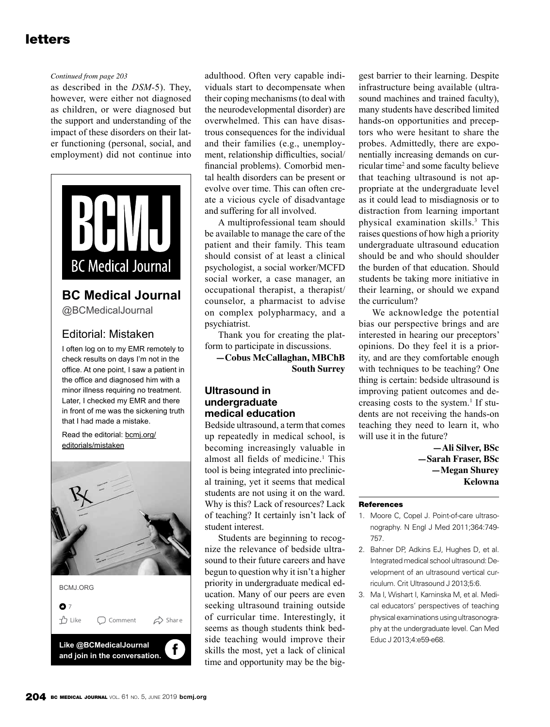*Continued from page 203*

as described in the *DSM*-5). They, however, were either not diagnosed as children, or were diagnosed but the support and understanding of the impact of these disorders on their later functioning (personal, social, and employment) did not continue into adulthood. Often very capable individuals start to decompensate when their coping mechanisms (to deal with the neurodevelopmental disorder) are overwhelmed. This can have disastrous consequences for the individual and their families (e.g., unemployment, relationship difficulties, social/financial problems). Comorbid mental health disorders can be present or evolve over time. This can often create a vicious cycle of disadvantage and suffering for all involved.

A multiprofessional team should be available to manage the care of the patient and their family. This team should consist of at least a clinical psychologist, a social worker/MCFD social worker, a case manager, an occupational therapist, a therapist/counselor, a pharmacist to advise on complex polypharmacy, and a psychiatrist.

Thank you for creating the platform to participate in discussions.

**—Cobus McCallaghan, MBChB**
**South Surrey**

BCMJ
BC Medical Journal

**BC Medical Journal**
@BCMedicalJournal

Editorial: Mistaken

I often log on to my EMR remotely to check results on days I'm not in the office. At one point, I saw a patient in the office and diagnosed him with a minor illness requiring no treatment. Later, I checked my EMR and there in front of me was the sickening truth that I had made a mistake.

Read the editorial: bcmj.org/editorials/mistaken

BCMJ.ORG

7

Like Comment Share

**Like @BCMedicalJournal and join in the conversation.**

## Ultrasound in undergraduate medical education

Bedside ultrasound, a term that comes up repeatedly in medical school, is becoming increasingly valuable in almost all fields of medicine.[1] This tool is being integrated into preclinical training, yet it seems that medical students are not using it on the ward. Why is this? Lack of resources? Lack of teaching? It certainly isn't lack of student interest.

Students are beginning to recognize the relevance of bedside ultrasound to their future careers and have begun to question why it isn't a higher priority in undergraduate medical education. Many of our peers are even seeking ultrasound training outside of curricular time. Interestingly, it seems as though students think bedside teaching would improve their skills the most, yet a lack of clinical time and opportunity may be the biggest barrier to their learning. Despite infrastructure being available (ultrasound machines and trained faculty), many students have described limited hands-on opportunities and preceptors who were hesitant to share the probes. Admittedly, there are exponentially increasing demands on curricular time[2] and some faculty believe that teaching ultrasound is not appropriate at the undergraduate level as it could lead to misdiagnosis or to distraction from learning important physical examination skills.[3] This raises questions of how high a priority undergraduate ultrasound education should be and who should shoulder the burden of that education. Should students be taking more initiative in their learning, or should we expand the curriculum?

We acknowledge the potential bias our perspective brings and are interested in hearing our preceptors' opinions. Do they feel it is a priority, and are they comfortable enough with techniques to be teaching? One thing is certain: bedside ultrasound is improving patient outcomes and decreasing costs to the system.[1] If students are not receiving the hands-on teaching they need to learn it, who will use it in the future?

**—Ali Silver, BSc**
**—Sarah Fraser, BSc**
**—Megan Shurey**
**Kelowna**

#### References

1. Moore C, Copel J. Point-of-care ultrasonography. N Engl J Med 2011;364:749-757.
2. Bahner DP, Adkins EJ, Hughes D, et al. Integrated medical school ultrasound: Development of an ultrasound vertical curriculum. Crit Ultrasound J 2013;5:6.
3. Ma I, Wishart I, Kaminska M, et al. Medical educators' perspectives of teaching physical examinations using ultrasonography at the undergraduate level. Can Med Educ J 2013;4:e59-e68.